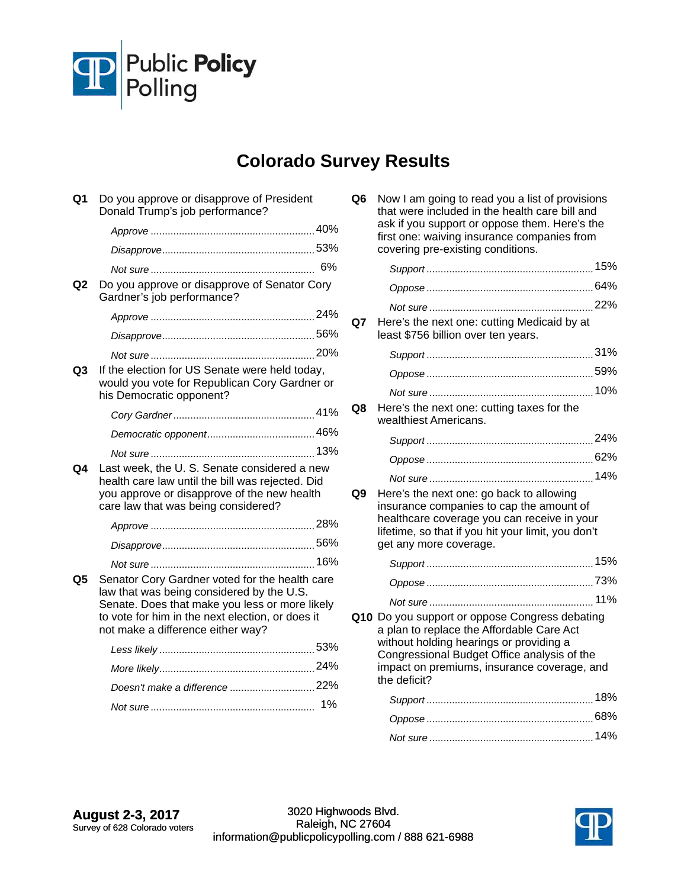Public Policy Polling

# Colorado Survey Results

**Q1** Do you approve or disapprove of President Donald Trump's job performance?

| | |
|---|---|
| *Approve* | 40% |
| *Disapprove* | 53% |
| *Not sure* | 6% |

**Q2** Do you approve or disapprove of Senator Cory Gardner's job performance?

| | |
|---|---|
| *Approve* | 24% |
| *Disapprove* | 56% |
| *Not sure* | 20% |

**Q3** If the election for US Senate were held today, would you vote for Republican Cory Gardner or his Democratic opponent?

| | |
|---|---|
| *Cory Gardner* | 41% |
| *Democratic opponent* | 46% |
| *Not sure* | 13% |

**Q4** Last week, the U. S. Senate considered a new health care law until the bill was rejected. Did you approve or disapprove of the new health care law that was being considered?

| | |
|---|---|
| *Approve* | 28% |
| *Disapprove* | 56% |
| *Not sure* | 16% |

**Q5** Senator Cory Gardner voted for the health care law that was being considered by the U.S. Senate. Does that make you less or more likely to vote for him in the next election, or does it not make a difference either way?

| | |
|---|---|
| *Less likely* | 53% |
| *More likely* | 24% |
| *Doesn't make a difference* | 22% |
| *Not sure* | 1% |

**Q6** Now I am going to read you a list of provisions that were included in the health care bill and ask if you support or oppose them. Here's the first one: waiving insurance companies from covering pre-existing conditions.

| | |
|---|---|
| *Support* | 15% |
| *Oppose* | 64% |
| *Not sure* | 22% |

**Q7** Here's the next one: cutting Medicaid by at least $756 billion over ten years.

| | |
|---|---|
| *Support* | 31% |
| *Oppose* | 59% |
| *Not sure* | 10% |

**Q8** Here's the next one: cutting taxes for the wealthiest Americans.

| | |
|---|---|
| *Support* | 24% |
| *Oppose* | 62% |
| *Not sure* | 14% |

**Q9** Here's the next one: go back to allowing insurance companies to cap the amount of healthcare coverage you can receive in your lifetime, so that if you hit your limit, you don't get any more coverage.

| | |
|---|---|
| *Support* | 15% |
| *Oppose* | 73% |
| *Not sure* | 11% |

**Q10** Do you support or oppose Congress debating a plan to replace the Affordable Care Act without holding hearings or providing a Congressional Budget Office analysis of the impact on premiums, insurance coverage, and the deficit?

| | |
|---|---|
| *Support* | 18% |
| *Oppose* | 68% |
| *Not sure* | 14% |

**August 2-3, 2017**
Survey of 628 Colorado voters

3020 Highwoods Blvd.
Raleigh, NC 27604
information@publicpolicypolling.com / 888 621-6988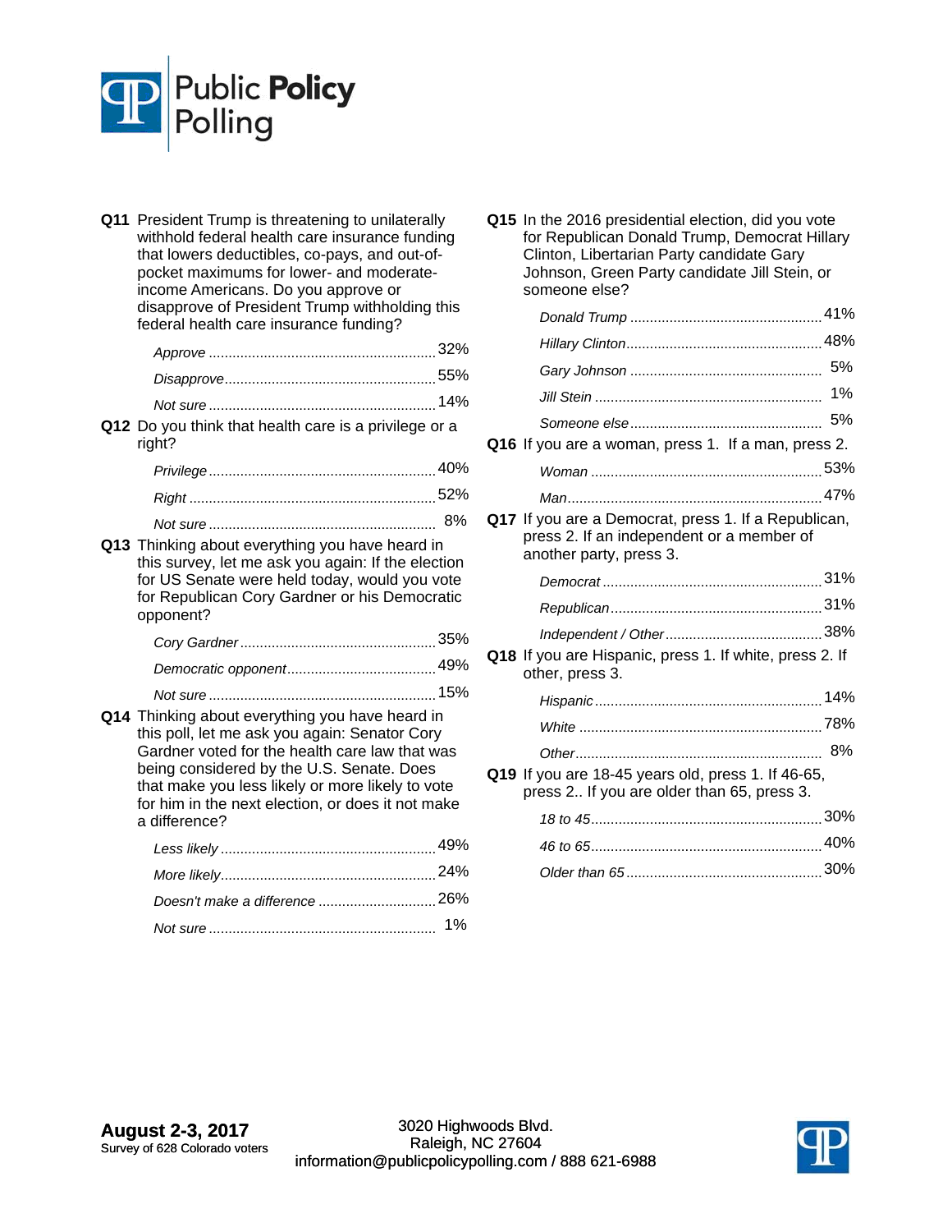**Q11** President Trump is threatening to unilaterally withhold federal health care insurance funding that lowers deductibles, co-pays, and out-of-pocket maximums for lower- and moderate-income Americans. Do you approve or disapprove of President Trump withholding this federal health care insurance funding?

| | |
|---|---|
| *Approve* | 32% |
| *Disapprove* | 55% |
| *Not sure* | 14% |

**Q12** Do you think that health care is a privilege or a right?

| | |
|---|---|
| *Privilege* | 40% |
| *Right* | 52% |
| *Not sure* | 8% |

**Q13** Thinking about everything you have heard in this survey, let me ask you again: If the election for US Senate were held today, would you vote for Republican Cory Gardner or his Democratic opponent?

| | |
|---|---|
| *Cory Gardner* | 35% |
| *Democratic opponent* | 49% |
| *Not sure* | 15% |

**Q14** Thinking about everything you have heard in this poll, let me ask you again: Senator Cory Gardner voted for the health care law that was being considered by the U.S. Senate. Does that make you less likely or more likely to vote for him in the next election, or does it not make a difference?

| | |
|---|---|
| *Less likely* | 49% |
| *More likely* | 24% |
| *Doesn't make a difference* | 26% |
| *Not sure* | 1% |

**Q15** In the 2016 presidential election, did you vote for Republican Donald Trump, Democrat Hillary Clinton, Libertarian Party candidate Gary Johnson, Green Party candidate Jill Stein, or someone else?

| | |
|---|---|
| *Donald Trump* | 41% |
| *Hillary Clinton* | 48% |
| *Gary Johnson* | 5% |
| *Jill Stein* | 1% |
| *Someone else* | 5% |

**Q16** If you are a woman, press 1. If a man, press 2.

| | |
|---|---|
| *Woman* | 53% |
| *Man* | 47% |

**Q17** If you are a Democrat, press 1. If a Republican, press 2. If an independent or a member of another party, press 3.

| | |
|---|---|
| *Democrat* | 31% |
| *Republican* | 31% |
| *Independent / Other* | 38% |

**Q18** If you are Hispanic, press 1. If white, press 2. If other, press 3.

| | |
|---|---|
| *Hispanic* | 14% |
| *White* | 78% |
| *Other* | 8% |

**Q19** If you are 18-45 years old, press 1. If 46-65, press 2.. If you are older than 65, press 3.

| | |
|---|---|
| *18 to 45* | 30% |
| *46 to 65* | 40% |
| *Older than 65* | 30% |

**August 2-3, 2017**
Survey of 628 Colorado voters

3020 Highwoods Blvd.
Raleigh, NC 27604
information@publicpolicypolling.com / 888 621-6988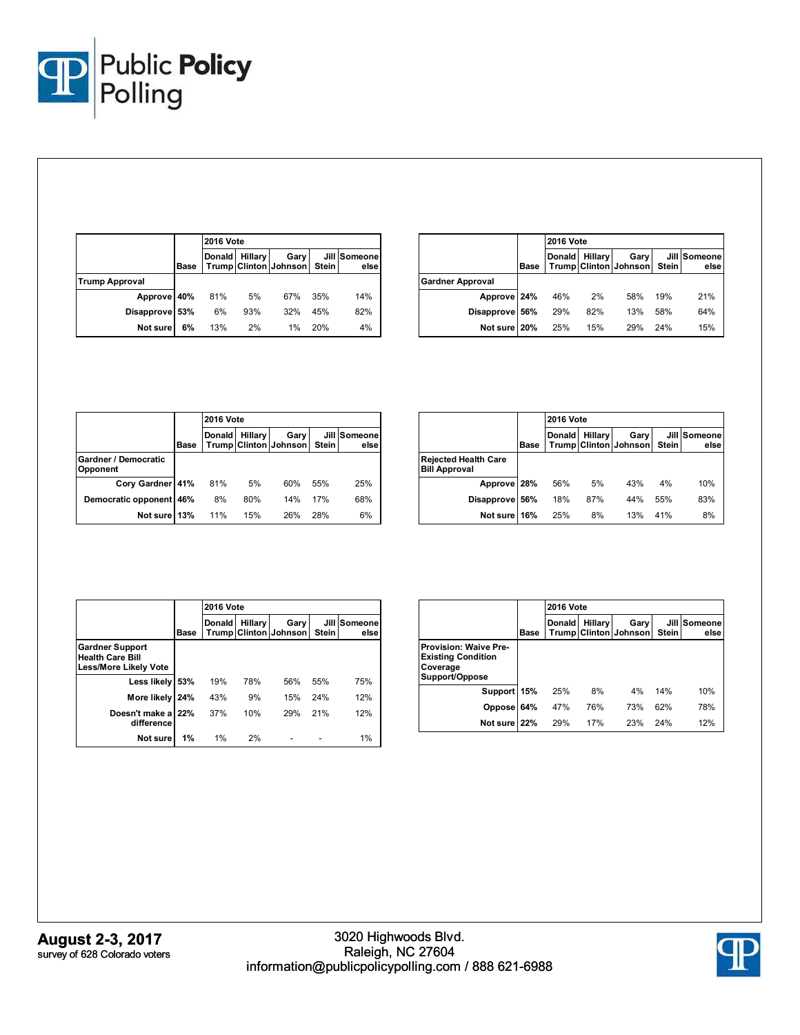| | Base | 2016 Vote | | | | |
|---|---|---|---|---|---|---|
| | | Donald Trump | Hillary Clinton | Gary Johnson | Jill Stein | Someone else |
| **Trump Approval** | | | | | | |
| Approve | 40% | 81% | 5% | 67% | 35% | 14% |
| Disapprove | 53% | 6% | 93% | 32% | 45% | 82% |
| Not sure | 6% | 13% | 2% | 1% | 20% | 4% |

| | Base | 2016 Vote | | | | |
|---|---|---|---|---|---|---|
| | | Donald Trump | Hillary Clinton | Gary Johnson | Jill Stein | Someone else |
| **Gardner Approval** | | | | | | |
| Approve | 24% | 46% | 2% | 58% | 19% | 21% |
| Disapprove | 56% | 29% | 82% | 13% | 58% | 64% |
| Not sure | 20% | 25% | 15% | 29% | 24% | 15% |

| | Base | 2016 Vote | | | | |
|---|---|---|---|---|---|---|
| | | Donald Trump | Hillary Clinton | Gary Johnson | Jill Stein | Someone else |
| **Gardner / Democratic Opponent** | | | | | | |
| Cory Gardner | 41% | 81% | 5% | 60% | 55% | 25% |
| Democratic opponent | 46% | 8% | 80% | 14% | 17% | 68% |
| Not sure | 13% | 11% | 15% | 26% | 28% | 6% |

| | Base | 2016 Vote | | | | |
|---|---|---|---|---|---|---|
| | | Donald Trump | Hillary Clinton | Gary Johnson | Jill Stein | Someone else |
| **Rejected Health Care Bill Approval** | | | | | | |
| Approve | 28% | 56% | 5% | 43% | 4% | 10% |
| Disapprove | 56% | 18% | 87% | 44% | 55% | 83% |
| Not sure | 16% | 25% | 8% | 13% | 41% | 8% |

| | Base | 2016 Vote | | | | |
|---|---|---|---|---|---|---|
| | | Donald Trump | Hillary Clinton | Gary Johnson | Jill Stein | Someone else |
| **Gardner Support Health Care Bill Less/More Likely Vote** | | | | | | |
| Less likely | 53% | 19% | 78% | 56% | 55% | 75% |
| More likely | 24% | 43% | 9% | 15% | 24% | 12% |
| Doesn't make a difference | 22% | 37% | 10% | 29% | 21% | 12% |
| Not sure | 1% | 1% | 2% | - | - | 1% |

| | Base | 2016 Vote | | | | |
|---|---|---|---|---|---|---|
| | | Donald Trump | Hillary Clinton | Gary Johnson | Jill Stein | Someone else |
| **Provision: Waive Pre-Existing Condition Coverage Support/Oppose** | | | | | | |
| Support | 15% | 25% | 8% | 4% | 14% | 10% |
| Oppose | 64% | 47% | 76% | 73% | 62% | 78% |
| Not sure | 22% | 29% | 17% | 23% | 24% | 12% |

**August 2-3, 2017**
survey of 628 Colorado voters

3020 Highwoods Blvd.
Raleigh, NC 27604
information@publicpolicypolling.com / 888 621-6988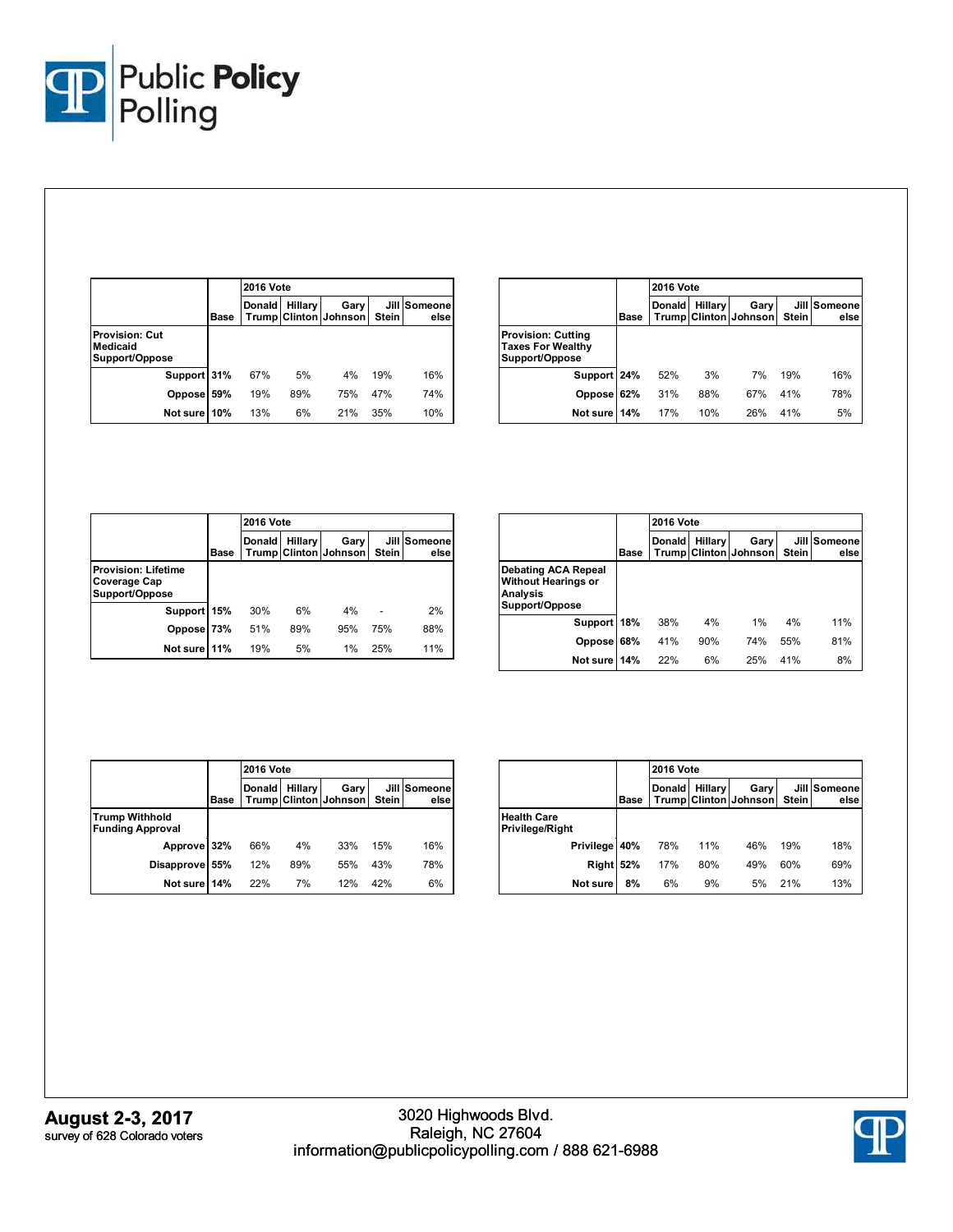| | Base | 2016 Vote Donald Trump | Hillary Clinton | Gary Johnson | Jill Stein | Someone else |
|---|---|---|---|---|---|---|
| **Provision: Cut Medicaid Support/Oppose** | | | | | | |
| Support | 31% | 67% | 5% | 4% | 19% | 16% |
| Oppose | 59% | 19% | 89% | 75% | 47% | 74% |
| Not sure | 10% | 13% | 6% | 21% | 35% | 10% |

| | Base | 2016 Vote Donald Trump | Hillary Clinton | Gary Johnson | Jill Stein | Someone else |
|---|---|---|---|---|---|---|
| **Provision: Cutting Taxes For Wealthy Support/Oppose** | | | | | | |
| Support | 24% | 52% | 3% | 7% | 19% | 16% |
| Oppose | 62% | 31% | 88% | 67% | 41% | 78% |
| Not sure | 14% | 17% | 10% | 26% | 41% | 5% |

| | Base | 2016 Vote Donald Trump | Hillary Clinton | Gary Johnson | Jill Stein | Someone else |
|---|---|---|---|---|---|---|
| **Provision: Lifetime Coverage Cap Support/Oppose** | | | | | | |
| Support | 15% | 30% | 6% | 4% | - | 2% |
| Oppose | 73% | 51% | 89% | 95% | 75% | 88% |
| Not sure | 11% | 19% | 5% | 1% | 25% | 11% |

| | Base | 2016 Vote Donald Trump | Hillary Clinton | Gary Johnson | Jill Stein | Someone else |
|---|---|---|---|---|---|---|
| **Debating ACA Repeal Without Hearings or Analysis Support/Oppose** | | | | | | |
| Support | 18% | 38% | 4% | 1% | 4% | 11% |
| Oppose | 68% | 41% | 90% | 74% | 55% | 81% |
| Not sure | 14% | 22% | 6% | 25% | 41% | 8% |

| | Base | 2016 Vote Donald Trump | Hillary Clinton | Gary Johnson | Jill Stein | Someone else |
|---|---|---|---|---|---|---|
| **Trump Withhold Funding Approval** | | | | | | |
| Approve | 32% | 66% | 4% | 33% | 15% | 16% |
| Disapprove | 55% | 12% | 89% | 55% | 43% | 78% |
| Not sure | 14% | 22% | 7% | 12% | 42% | 6% |

| | Base | 2016 Vote Donald Trump | Hillary Clinton | Gary Johnson | Jill Stein | Someone else |
|---|---|---|---|---|---|---|
| **Health Care Privilege/Right** | | | | | | |
| Privilege | 40% | 78% | 11% | 46% | 19% | 18% |
| Right | 52% | 17% | 80% | 49% | 60% | 69% |
| Not sure | 8% | 6% | 9% | 5% | 21% | 13% |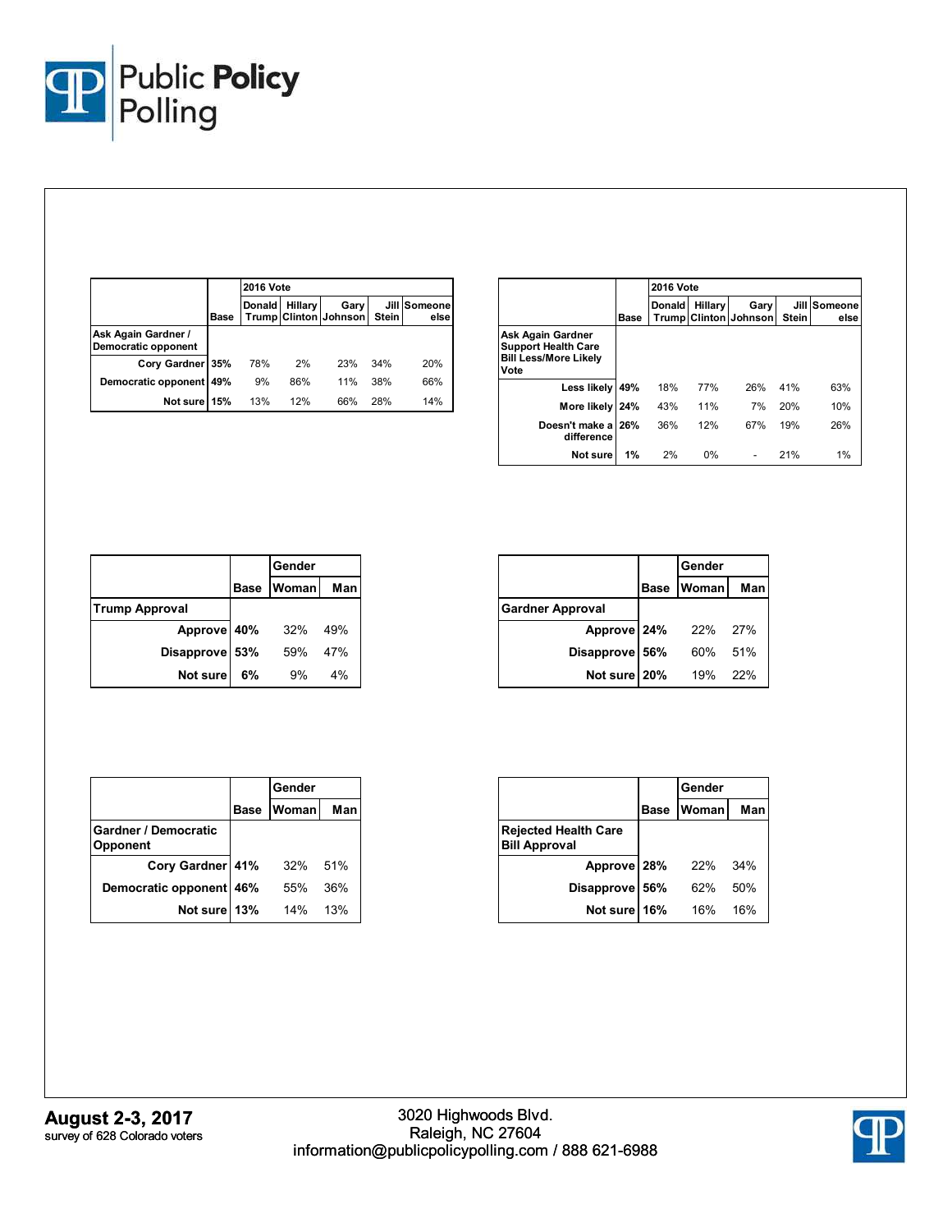| | | 2016 Vote | | | | |
|---|---|---|---|---|---|---|
| | Base | Donald Trump | Hillary Clinton | Gary Johnson | Jill Stein | Someone else |
| **Ask Again Gardner / Democratic opponent** | | | | | | |
| Cory Gardner | 35% | 78% | 2% | 23% | 34% | 20% |
| Democratic opponent | 49% | 9% | 86% | 11% | 38% | 66% |
| Not sure | 15% | 13% | 12% | 66% | 28% | 14% |

| | | 2016 Vote | | | | |
|---|---|---|---|---|---|---|
| | Base | Donald Trump | Hillary Clinton | Gary Johnson | Jill Stein | Someone else |
| **Ask Again Gardner Support Health Care Bill Less/More Likely Vote** | | | | | | |
| Less likely | 49% | 18% | 77% | 26% | 41% | 63% |
| More likely | 24% | 43% | 11% | 7% | 20% | 10% |
| Doesn't make a difference | 26% | 36% | 12% | 67% | 19% | 26% |
| Not sure | 1% | 2% | 0% | - | 21% | 1% |

| | | Gender | |
|---|---|---|---|
| | Base | Woman | Man |
| **Trump Approval** | | | |
| Approve | 40% | 32% | 49% |
| Disapprove | 53% | 59% | 47% |
| Not sure | 6% | 9% | 4% |

| | | Gender | |
|---|---|---|---|
| | Base | Woman | Man |
| **Gardner Approval** | | | |
| Approve | 24% | 22% | 27% |
| Disapprove | 56% | 60% | 51% |
| Not sure | 20% | 19% | 22% |

| | | Gender | |
|---|---|---|---|
| | Base | Woman | Man |
| **Gardner / Democratic Opponent** | | | |
| Cory Gardner | 41% | 32% | 51% |
| Democratic opponent | 46% | 55% | 36% |
| Not sure | 13% | 14% | 13% |

| | | Gender | |
|---|---|---|---|
| | Base | Woman | Man |
| **Rejected Health Care Bill Approval** | | | |
| Approve | 28% | 22% | 34% |
| Disapprove | 56% | 62% | 50% |
| Not sure | 16% | 16% | 16% |

**August 2-3, 2017**
survey of 628 Colorado voters

3020 Highwoods Blvd.
Raleigh, NC 27604
information@publicpolicypolling.com / 888 621-6988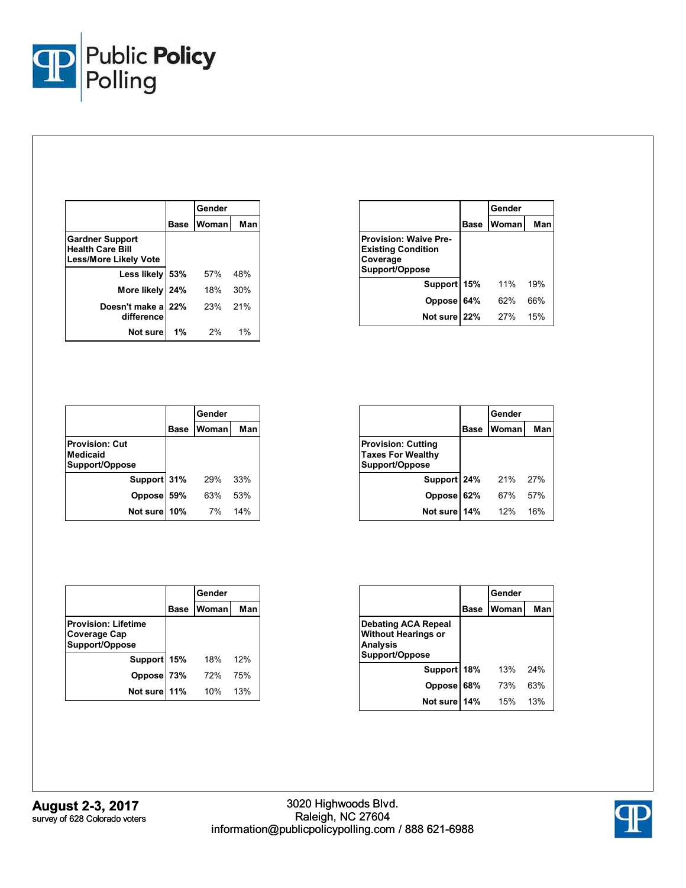Public Policy Polling

| | Base | Gender | |
|---|---|---|---|
| | | Woman | Man |
| **Gardner Support Health Care Bill Less/More Likely Vote** | | | |
| Less likely | 53% | 57% | 48% |
| More likely | 24% | 18% | 30% |
| Doesn't make a difference | 22% | 23% | 21% |
| Not sure | 1% | 2% | 1% |

| | Base | Gender | |
|---|---|---|---|
| | | Woman | Man |
| **Provision: Waive Pre-Existing Condition Coverage Support/Oppose** | | | |
| Support | 15% | 11% | 19% |
| Oppose | 64% | 62% | 66% |
| Not sure | 22% | 27% | 15% |

| | Base | Gender | |
|---|---|---|---|
| | | Woman | Man |
| **Provision: Cut Medicaid Support/Oppose** | | | |
| Support | 31% | 29% | 33% |
| Oppose | 59% | 63% | 53% |
| Not sure | 10% | 7% | 14% |

| | Base | Gender | |
|---|---|---|---|
| | | Woman | Man |
| **Provision: Cutting Taxes For Wealthy Support/Oppose** | | | |
| Support | 24% | 21% | 27% |
| Oppose | 62% | 67% | 57% |
| Not sure | 14% | 12% | 16% |

| | Base | Gender | |
|---|---|---|---|
| | | Woman | Man |
| **Provision: Lifetime Coverage Cap Support/Oppose** | | | |
| Support | 15% | 18% | 12% |
| Oppose | 73% | 72% | 75% |
| Not sure | 11% | 10% | 13% |

| | Base | Gender | |
|---|---|---|---|
| | | Woman | Man |
| **Debating ACA Repeal Without Hearings or Analysis Support/Oppose** | | | |
| Support | 18% | 13% | 24% |
| Oppose | 68% | 73% | 63% |
| Not sure | 14% | 15% | 13% |

**August 2-3, 2017**
survey of 628 Colorado voters

3020 Highwoods Blvd.
Raleigh, NC 27604
information@publicpolicypolling.com / 888 621-6988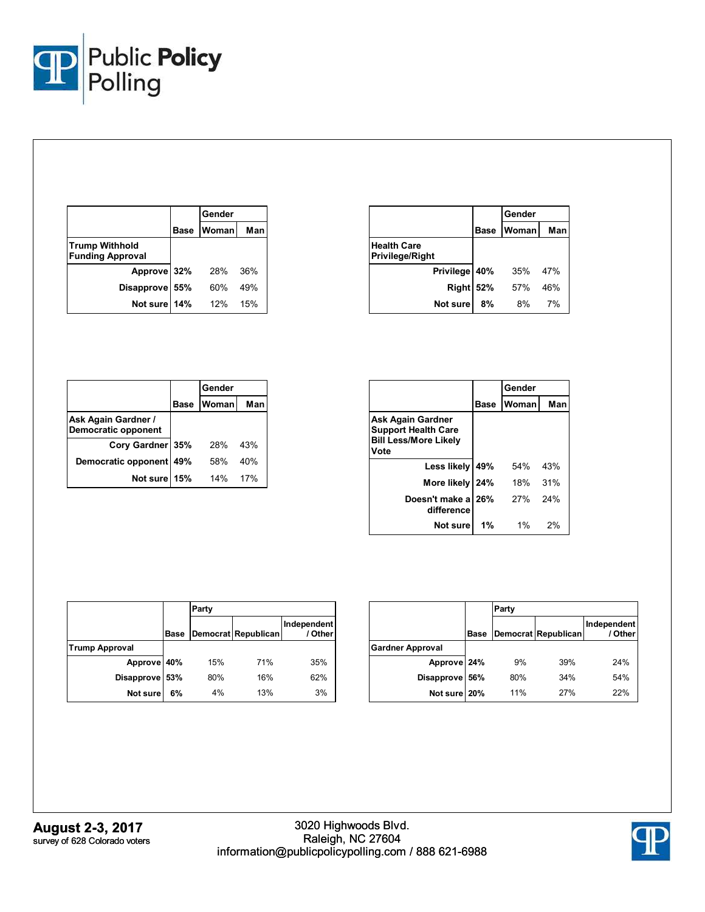| | Base | Gender | |
|---|---|---|---|
| | | Woman | Man |
| **Trump Withhold Funding Approval** | | | |
| Approve | 32% | 28% | 36% |
| Disapprove | 55% | 60% | 49% |
| Not sure | 14% | 12% | 15% |

| | Base | Gender | |
|---|---|---|---|
| | | Woman | Man |
| **Health Care Privilege/Right** | | | |
| Privilege | 40% | 35% | 47% |
| Right | 52% | 57% | 46% |
| Not sure | 8% | 8% | 7% |

| | Base | Gender | |
|---|---|---|---|
| | | Woman | Man |
| **Ask Again Gardner / Democratic opponent** | | | |
| Cory Gardner | 35% | 28% | 43% |
| Democratic opponent | 49% | 58% | 40% |
| Not sure | 15% | 14% | 17% |

| | Base | Gender | |
|---|---|---|---|
| | | Woman | Man |
| **Ask Again Gardner Support Health Care Bill Less/More Likely Vote** | | | |
| Less likely | 49% | 54% | 43% |
| More likely | 24% | 18% | 31% |
| Doesn't make a difference | 26% | 27% | 24% |
| Not sure | 1% | 1% | 2% |

| | Base | Party | | |
|---|---|---|---|---|
| | | Democrat | Republican | Independent / Other |
| **Trump Approval** | | | | |
| Approve | 40% | 15% | 71% | 35% |
| Disapprove | 53% | 80% | 16% | 62% |
| Not sure | 6% | 4% | 13% | 3% |

| | Base | Party | | |
|---|---|---|---|---|
| | | Democrat | Republican | Independent / Other |
| **Gardner Approval** | | | | |
| Approve | 24% | 9% | 39% | 24% |
| Disapprove | 56% | 80% | 34% | 54% |
| Not sure | 20% | 11% | 27% | 22% |

**August 2-3, 2017**
survey of 628 Colorado voters

3020 Highwoods Blvd.
Raleigh, NC 27604
information@publicpolicypolling.com / 888 621-6988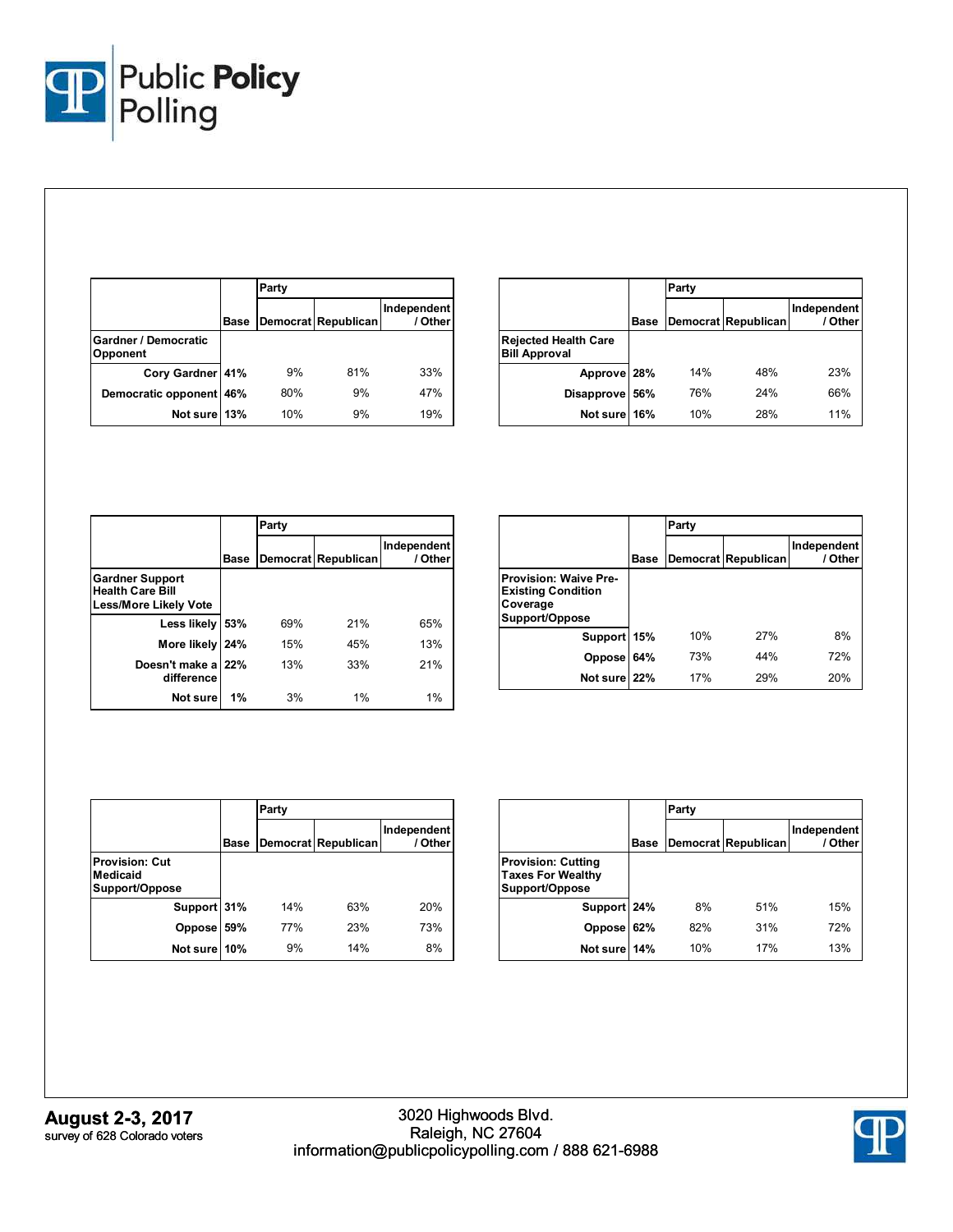| | | Party | | |
|---|---|---|---|---|
| | Base | Democrat | Republican | Independent / Other |
| **Gardner / Democratic Opponent** | | | | |
| Cory Gardner | 41% | 9% | 81% | 33% |
| Democratic opponent | 46% | 80% | 9% | 47% |
| Not sure | 13% | 10% | 9% | 19% |

| | | Party | | |
|---|---|---|---|---|
| | Base | Democrat | Republican | Independent / Other |
| **Rejected Health Care Bill Approval** | | | | |
| Approve | 28% | 14% | 48% | 23% |
| Disapprove | 56% | 76% | 24% | 66% |
| Not sure | 16% | 10% | 28% | 11% |

| | | Party | | |
|---|---|---|---|---|
| | Base | Democrat | Republican | Independent / Other |
| **Gardner Support Health Care Bill Less/More Likely Vote** | | | | |
| Less likely | 53% | 69% | 21% | 65% |
| More likely | 24% | 15% | 45% | 13% |
| Doesn't make a difference | 22% | 13% | 33% | 21% |
| Not sure | 1% | 3% | 1% | 1% |

| | | Party | | |
|---|---|---|---|---|
| | Base | Democrat | Republican | Independent / Other |
| **Provision: Waive Pre-Existing Condition Coverage Support/Oppose** | | | | |
| Support | 15% | 10% | 27% | 8% |
| Oppose | 64% | 73% | 44% | 72% |
| Not sure | 22% | 17% | 29% | 20% |

| | | Party | | |
|---|---|---|---|---|
| | Base | Democrat | Republican | Independent / Other |
| **Provision: Cut Medicaid Support/Oppose** | | | | |
| Support | 31% | 14% | 63% | 20% |
| Oppose | 59% | 77% | 23% | 73% |
| Not sure | 10% | 9% | 14% | 8% |

| | | Party | | |
|---|---|---|---|---|
| | Base | Democrat | Republican | Independent / Other |
| **Provision: Cutting Taxes For Wealthy Support/Oppose** | | | | |
| Support | 24% | 8% | 51% | 15% |
| Oppose | 62% | 82% | 31% | 72% |
| Not sure | 14% | 10% | 17% | 13% |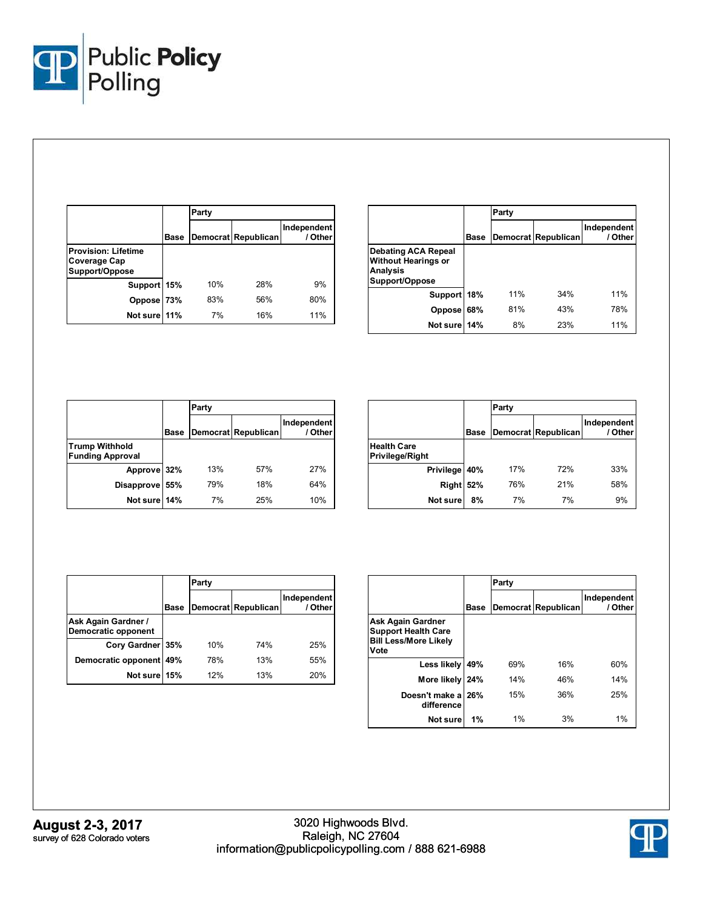| | Base | Party | | |
|---|---|---|---|---|
| | | Democrat | Republican | Independent / Other |
| **Provision: Lifetime Coverage Cap Support/Oppose** | | | | |
| Support | 15% | 10% | 28% | 9% |
| Oppose | 73% | 83% | 56% | 80% |
| Not sure | 11% | 7% | 16% | 11% |

| | Base | Party | | |
|---|---|---|---|---|
| | | Democrat | Republican | Independent / Other |
| **Debating ACA Repeal Without Hearings or Analysis Support/Oppose** | | | | |
| Support | 18% | 11% | 34% | 11% |
| Oppose | 68% | 81% | 43% | 78% |
| Not sure | 14% | 8% | 23% | 11% |

| | Base | Party | | |
|---|---|---|---|---|
| | | Democrat | Republican | Independent / Other |
| **Trump Withhold Funding Approval** | | | | |
| Approve | 32% | 13% | 57% | 27% |
| Disapprove | 55% | 79% | 18% | 64% |
| Not sure | 14% | 7% | 25% | 10% |

| | Base | Party | | |
|---|---|---|---|---|
| | | Democrat | Republican | Independent / Other |
| **Health Care Privilege/Right** | | | | |
| Privilege | 40% | 17% | 72% | 33% |
| Right | 52% | 76% | 21% | 58% |
| Not sure | 8% | 7% | 7% | 9% |

| | Base | Party | | |
|---|---|---|---|---|
| | | Democrat | Republican | Independent / Other |
| **Ask Again Gardner / Democratic opponent** | | | | |
| Cory Gardner | 35% | 10% | 74% | 25% |
| Democratic opponent | 49% | 78% | 13% | 55% |
| Not sure | 15% | 12% | 13% | 20% |

| | Base | Party | | |
|---|---|---|---|---|
| | | Democrat | Republican | Independent / Other |
| **Ask Again Gardner Support Health Care Bill Less/More Likely Vote** | | | | |
| Less likely | 49% | 69% | 16% | 60% |
| More likely | 24% | 14% | 46% | 14% |
| Doesn't make a difference | 26% | 15% | 36% | 25% |
| Not sure | 1% | 1% | 3% | 1% |

**August 2-3, 2017**
survey of 628 Colorado voters

3020 Highwoods Blvd.
Raleigh, NC 27604
information@publicpolicypolling.com / 888 621-6988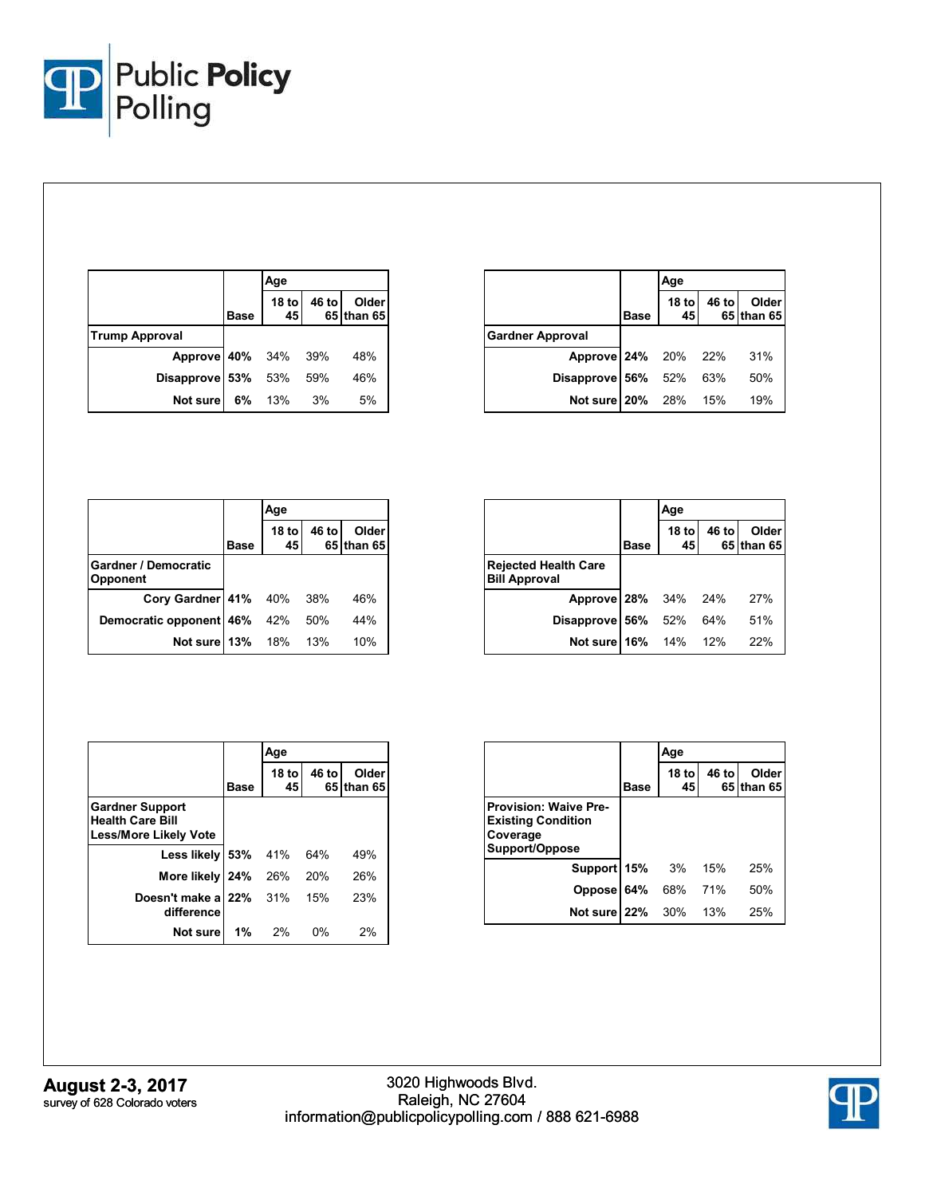| | Base | Age: 18 to 45 | 46 to 65 | Older than 65 |
|---|---|---|---|---|
| **Trump Approval** | | | | |
| Approve | **40%** | 34% | 39% | 48% |
| Disapprove | **53%** | 53% | 59% | 46% |
| Not sure | **6%** | 13% | 3% | 5% |

| | Base | Age: 18 to 45 | 46 to 65 | Older than 65 |
|---|---|---|---|---|
| **Gardner Approval** | | | | |
| Approve | **24%** | 20% | 22% | 31% |
| Disapprove | **56%** | 52% | 63% | 50% |
| Not sure | **20%** | 28% | 15% | 19% |

| | Base | Age: 18 to 45 | 46 to 65 | Older than 65 |
|---|---|---|---|---|
| **Gardner / Democratic Opponent** | | | | |
| Cory Gardner | **41%** | 40% | 38% | 46% |
| Democratic opponent | **46%** | 42% | 50% | 44% |
| Not sure | **13%** | 18% | 13% | 10% |

| | Base | Age: 18 to 45 | 46 to 65 | Older than 65 |
|---|---|---|---|---|
| **Rejected Health Care Bill Approval** | | | | |
| Approve | **28%** | 34% | 24% | 27% |
| Disapprove | **56%** | 52% | 64% | 51% |
| Not sure | **16%** | 14% | 12% | 22% |

| | Base | Age: 18 to 45 | 46 to 65 | Older than 65 |
|---|---|---|---|---|
| **Gardner Support Health Care Bill Less/More Likely Vote** | | | | |
| Less likely | **53%** | 41% | 64% | 49% |
| More likely | **24%** | 26% | 20% | 26% |
| Doesn't make a difference | **22%** | 31% | 15% | 23% |
| Not sure | **1%** | 2% | 0% | 2% |

| | Base | Age: 18 to 45 | 46 to 65 | Older than 65 |
|---|---|---|---|---|
| **Provision: Waive Pre-Existing Condition Coverage Support/Oppose** | | | | |
| Support | **15%** | 3% | 15% | 25% |
| Oppose | **64%** | 68% | 71% | 50% |
| Not sure | **22%** | 30% | 13% | 25% |

**August 2-3, 2017**
survey of 628 Colorado voters

3020 Highwoods Blvd.
Raleigh, NC 27604
information@publicpolicypolling.com / 888 621-6988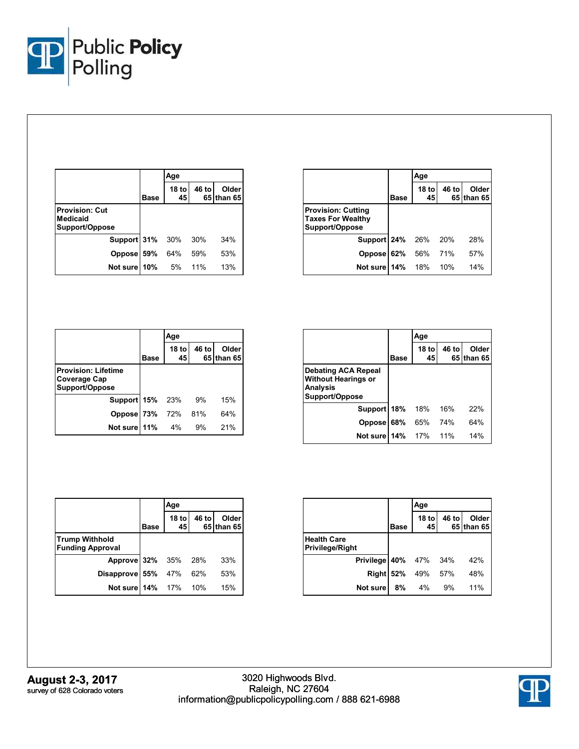| | Base | Age | | |
|---|---|---|---|---|
| | | 18 to 45 | 46 to 65 | Older than 65 |
| **Provision: Cut Medicaid Support/Oppose** | | | | |
| Support | 31% | 30% | 30% | 34% |
| Oppose | 59% | 64% | 59% | 53% |
| Not sure | 10% | 5% | 11% | 13% |

| | Base | Age | | |
|---|---|---|---|---|
| | | 18 to 45 | 46 to 65 | Older than 65 |
| **Provision: Cutting Taxes For Wealthy Support/Oppose** | | | | |
| Support | 24% | 26% | 20% | 28% |
| Oppose | 62% | 56% | 71% | 57% |
| Not sure | 14% | 18% | 10% | 14% |

| | Base | Age | | |
|---|---|---|---|---|
| | | 18 to 45 | 46 to 65 | Older than 65 |
| **Provision: Lifetime Coverage Cap Support/Oppose** | | | | |
| Support | 15% | 23% | 9% | 15% |
| Oppose | 73% | 72% | 81% | 64% |
| Not sure | 11% | 4% | 9% | 21% |

| | Base | Age | | |
|---|---|---|---|---|
| | | 18 to 45 | 46 to 65 | Older than 65 |
| **Debating ACA Repeal Without Hearings or Analysis Support/Oppose** | | | | |
| Support | 18% | 18% | 16% | 22% |
| Oppose | 68% | 65% | 74% | 64% |
| Not sure | 14% | 17% | 11% | 14% |

| | Base | Age | | |
|---|---|---|---|---|
| | | 18 to 45 | 46 to 65 | Older than 65 |
| **Trump Withhold Funding Approval** | | | | |
| Approve | 32% | 35% | 28% | 33% |
| Disapprove | 55% | 47% | 62% | 53% |
| Not sure | 14% | 17% | 10% | 15% |

| | Base | Age | | |
|---|---|---|---|---|
| | | 18 to 45 | 46 to 65 | Older than 65 |
| **Health Care Privilege/Right** | | | | |
| Privilege | 40% | 47% | 34% | 42% |
| Right | 52% | 49% | 57% | 48% |
| Not sure | 8% | 4% | 9% | 11% |

**August 2-3, 2017**
survey of 628 Colorado voters

3020 Highwoods Blvd.
Raleigh, NC 27604
information@publicpolicypolling.com / 888 621-6988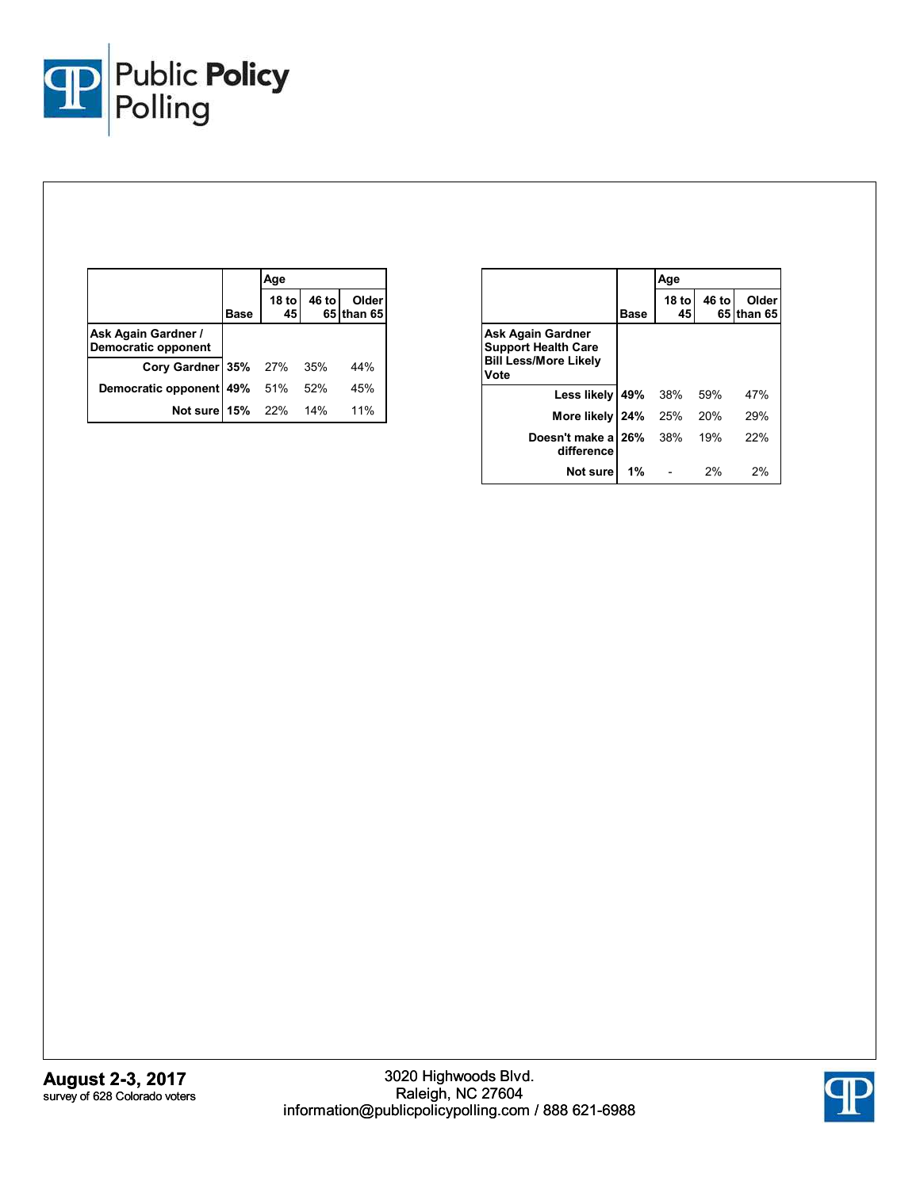| | | Age | | |
|---|---|---|---|---|
| | Base | 18 to 45 | 46 to 65 | Older than 65 |
| **Ask Again Gardner / Democratic opponent** | | | | |
| Cory Gardner | 35% | 27% | 35% | 44% |
| Democratic opponent | 49% | 51% | 52% | 45% |
| Not sure | 15% | 22% | 14% | 11% |

| | | Age | | |
|---|---|---|---|---|
| | Base | 18 to 45 | 46 to 65 | Older than 65 |
| **Ask Again Gardner Support Health Care Bill Less/More Likely Vote** | | | | |
| Less likely | 49% | 38% | 59% | 47% |
| More likely | 24% | 25% | 20% | 29% |
| Doesn't make a difference | 26% | 38% | 19% | 22% |
| Not sure | 1% | - | 2% | 2% |

**August 2-3, 2017**
survey of 628 Colorado voters

3020 Highwoods Blvd.
Raleigh, NC 27604
information@publicpolicypolling.com / 888 621-6988